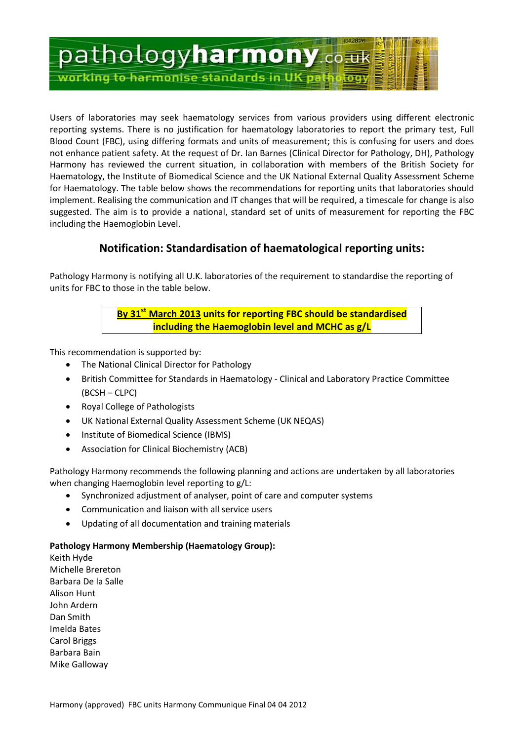pathology**harmony**.co.uk

working to harmonise standards in UK pathology

Users of laboratories may seek haematology services from various providers using different electronic reporting systems. There is no justification for haematology laboratories to report the primary test, Full Blood Count (FBC), using differing formats and units of measurement; this is confusing for users and does not enhance patient safety. At the request of Dr. Ian Barnes (Clinical Director for Pathology, DH), Pathology Harmony has reviewed the current situation, in collaboration with members of the British Society for Haematology, the Institute of Biomedical Science and the UK National External Quality Assessment Scheme for Haematology. The table below shows the recommendations for reporting units that laboratories should implement. Realising the communication and IT changes that will be required, a timescale for change is also suggested. The aim is to provide a national, standard set of units of measurement for reporting the FBC including the Haemoglobin Level.

## Notification: Standardisation of haematological reporting units:

Pathology Harmony is notifying all U.K. laboratories of the requirement to standardise the reporting of units for FBC to those in the table below.

**By 31st March 2013 units for reporting FBC should be standardised including the Haemoglobin level and MCHC as g/L**

This recommendation is supported by:

- The National Clinical Director for Pathology
- British Committee for Standards in Haematology - Clinical and Laboratory Practice Committee (BCSH – CLPC)
- Royal College of Pathologists
- UK National External Quality Assessment Scheme (UK NEQAS)
- Institute of Biomedical Science (IBMS)
- Association for Clinical Biochemistry (ACB)

Pathology Harmony recommends the following planning and actions are undertaken by all laboratories when changing Haemoglobin level reporting to g/L:

- Synchronized adjustment of analyser, point of care and computer systems
- Communication and liaison with all service users
- Updating of all documentation and training materials

**Pathology Harmony Membership (Haematology Group):**

Keith Hyde
Michelle Brereton
Barbara De la Salle
Alison Hunt
John Ardern
Dan Smith
Imelda Bates
Carol Briggs
Barbara Bain
Mike Galloway

Harmony (approved) FBC units Harmony Communique Final 04 04 2012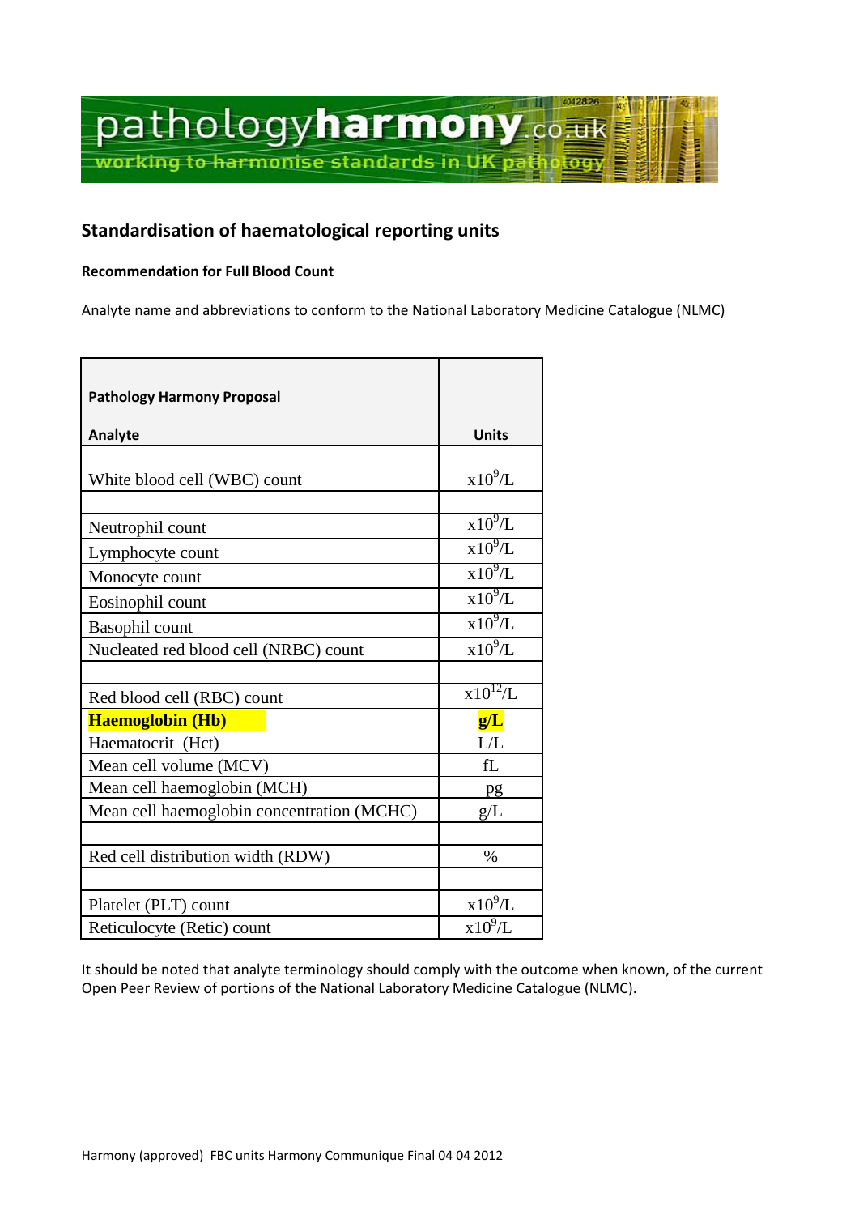pathologyharmony.co.uk
working to harmonise standards in UK pathology

## Standardisation of haematological reporting units

**Recommendation for Full Blood Count**

Analyte name and abbreviations to conform to the National Laboratory Medicine Catalogue (NLMC)

| **Pathology Harmony Proposal**<br><br>**Analyte** | **Units** |
|---|---|
| White blood cell (WBC) count | $x10^9/L$ |
| | |
| Neutrophil count | $x10^9/L$ |
| Lymphocyte count | $x10^9/L$ |
| Monocyte count | $x10^9/L$ |
| Eosinophil count | $x10^9/L$ |
| Basophil count | $x10^9/L$ |
| Nucleated red blood cell (NRBC) count | $x10^9/L$ |
| | |
| Red blood cell (RBC) count | $x10^{12}/L$ |
| **Haemoglobin (Hb)** | **g/L** |
| Haematocrit (Hct) | L/L |
| Mean cell volume (MCV) | fL |
| Mean cell haemoglobin (MCH) | pg |
| Mean cell haemoglobin concentration (MCHC) | g/L |
| | |
| Red cell distribution width (RDW) | % |
| | |
| Platelet (PLT) count | $x10^9/L$ |
| Reticulocyte (Retic) count | $x10^9/L$ |

It should be noted that analyte terminology should comply with the outcome when known, of the current Open Peer Review of portions of the National Laboratory Medicine Catalogue (NLMC).

Harmony (approved) FBC units Harmony Communique Final 04 04 2012